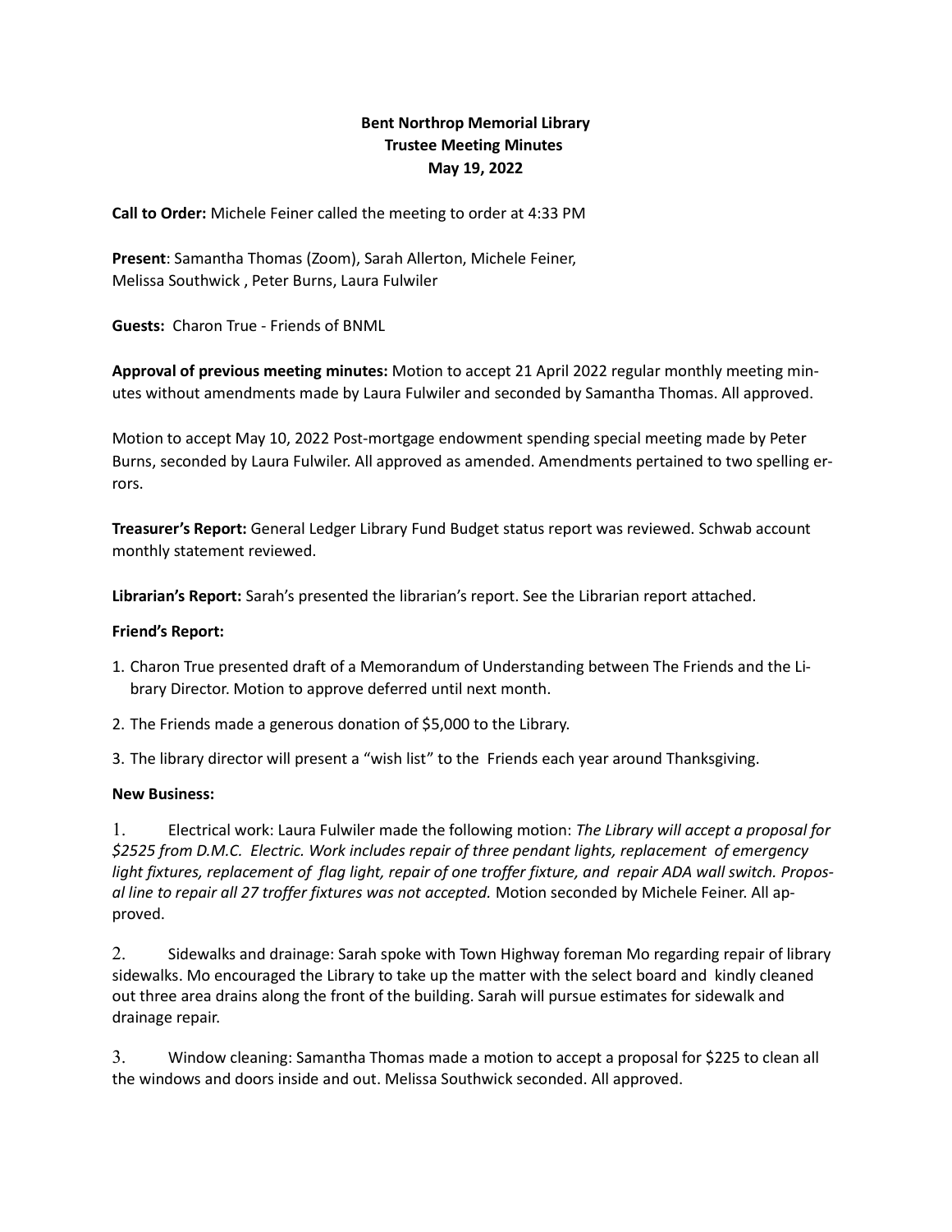**Bent Northrop Memorial Library**
**Trustee Meeting Minutes**
**May 19, 2022**

**Call to Order:** Michele Feiner called the meeting to order at 4:33 PM

**Present**: Samantha Thomas (Zoom), Sarah Allerton, Michele Feiner, Melissa Southwick , Peter Burns, Laura Fulwiler

**Guests:** Charon True - Friends of BNML

**Approval of previous meeting minutes:** Motion to accept 21 April 2022 regular monthly meeting minutes without amendments made by Laura Fulwiler and seconded by Samantha Thomas. All approved.

Motion to accept May 10, 2022 Post-mortgage endowment spending special meeting made by Peter Burns, seconded by Laura Fulwiler. All approved as amended. Amendments pertained to two spelling errors.

**Treasurer's Report:** General Ledger Library Fund Budget status report was reviewed. Schwab account monthly statement reviewed.

**Librarian's Report:** Sarah's presented the librarian's report. See the Librarian report attached.

**Friend's Report:**

1. Charon True presented draft of a Memorandum of Understanding between The Friends and the Library Director. Motion to approve deferred until next month.
2. The Friends made a generous donation of $5,000 to the Library.
3. The library director will present a "wish list" to the Friends each year around Thanksgiving.

**New Business:**

1. Electrical work: Laura Fulwiler made the following motion: *The Library will accept a proposal for $2525 from D.M.C. Electric. Work includes repair of three pendant lights, replacement of emergency light fixtures, replacement of flag light, repair of one troffer fixture, and repair ADA wall switch. Proposal line to repair all 27 troffer fixtures was not accepted.* Motion seconded by Michele Feiner. All approved.

2. Sidewalks and drainage: Sarah spoke with Town Highway foreman Mo regarding repair of library sidewalks. Mo encouraged the Library to take up the matter with the select board and kindly cleaned out three area drains along the front of the building. Sarah will pursue estimates for sidewalk and drainage repair.

3. Window cleaning: Samantha Thomas made a motion to accept a proposal for $225 to clean all the windows and doors inside and out. Melissa Southwick seconded. All approved.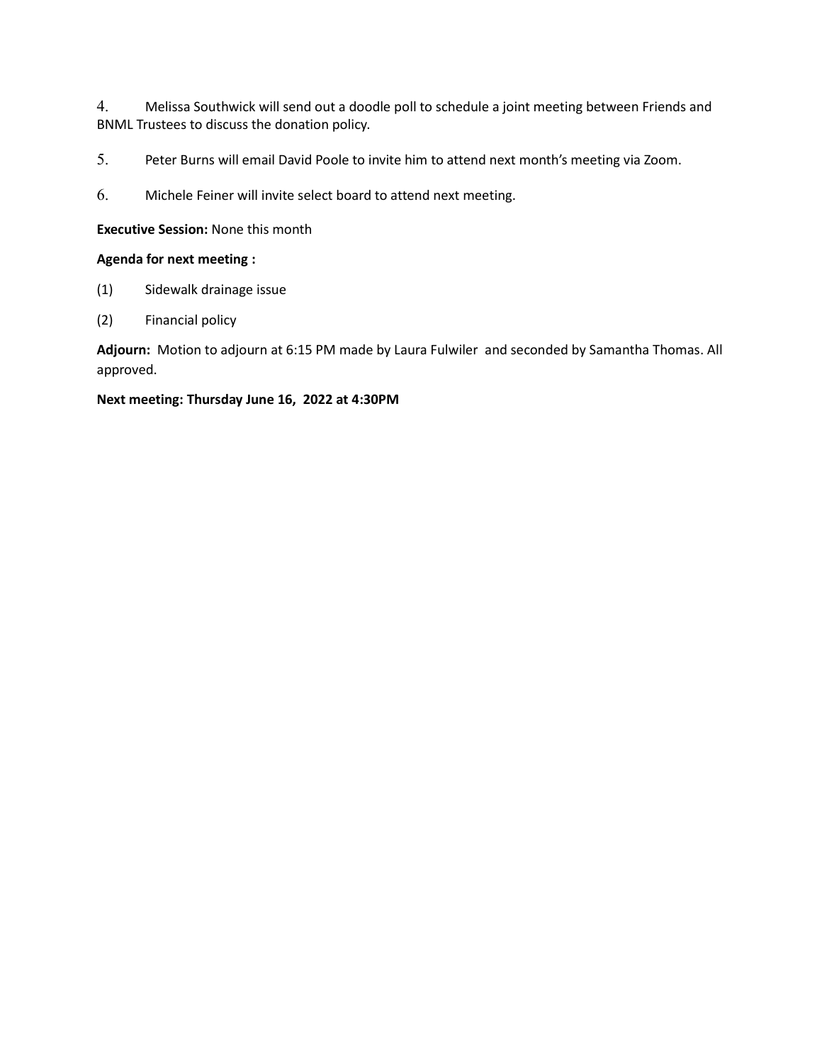4. Melissa Southwick will send out a doodle poll to schedule a joint meeting between Friends and BNML Trustees to discuss the donation policy.

5. Peter Burns will email David Poole to invite him to attend next month's meeting via Zoom.

6. Michele Feiner will invite select board to attend next meeting.

**Executive Session:** None this month

**Agenda for next meeting :**

(1) Sidewalk drainage issue

(2) Financial policy

**Adjourn:** Motion to adjourn at 6:15 PM made by Laura Fulwiler and seconded by Samantha Thomas. All approved.

**Next meeting: Thursday June 16, 2022 at 4:30PM**